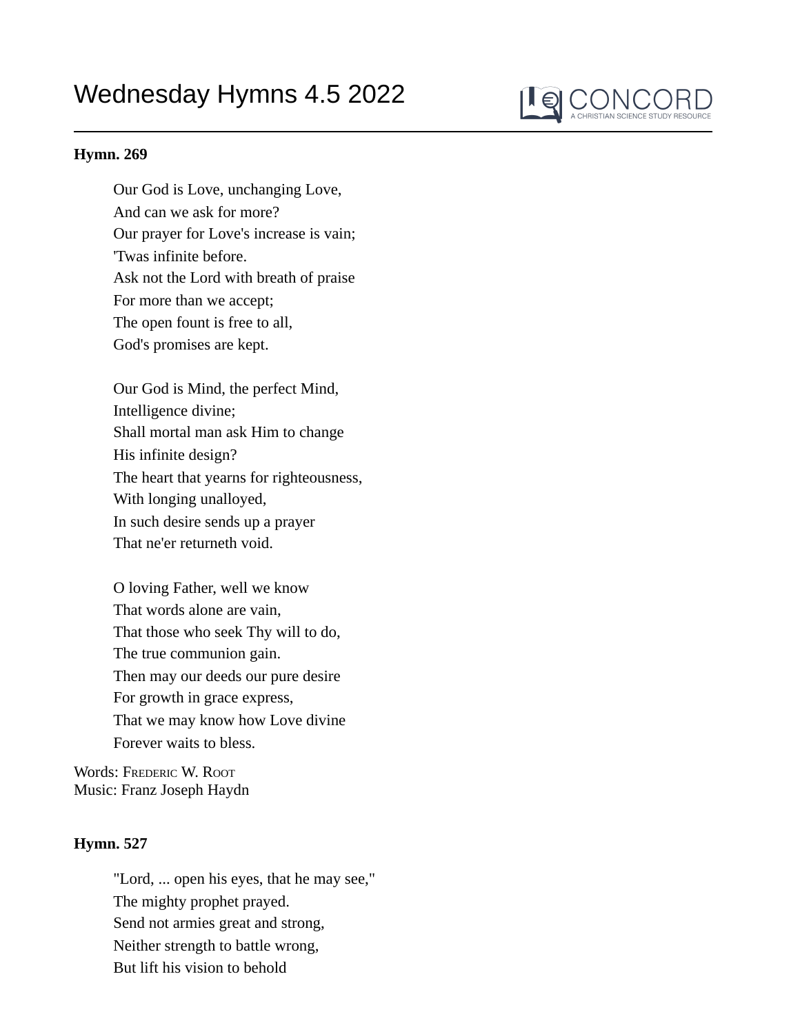# Wednesday Hymns 4.5 2022

**Hymn. 269**

Our God is Love, unchanging Love,
And can we ask for more?
Our prayer for Love's increase is vain;
'Twas infinite before.
Ask not the Lord with breath of praise
For more than we accept;
The open fount is free to all,
God's promises are kept.

Our God is Mind, the perfect Mind,
Intelligence divine;
Shall mortal man ask Him to change
His infinite design?
The heart that yearns for righteousness,
With longing unalloyed,
In such desire sends up a prayer
That ne'er returneth void.

O loving Father, well we know
That words alone are vain,
That those who seek Thy will to do,
The true communion gain.
Then may our deeds our pure desire
For growth in grace express,
That we may know how Love divine
Forever waits to bless.

Words: Frederic W. Root
Music: Franz Joseph Haydn

**Hymn. 527**

"Lord, ... open his eyes, that he may see,"
The mighty prophet prayed.
Send not armies great and strong,
Neither strength to battle wrong,
But lift his vision to behold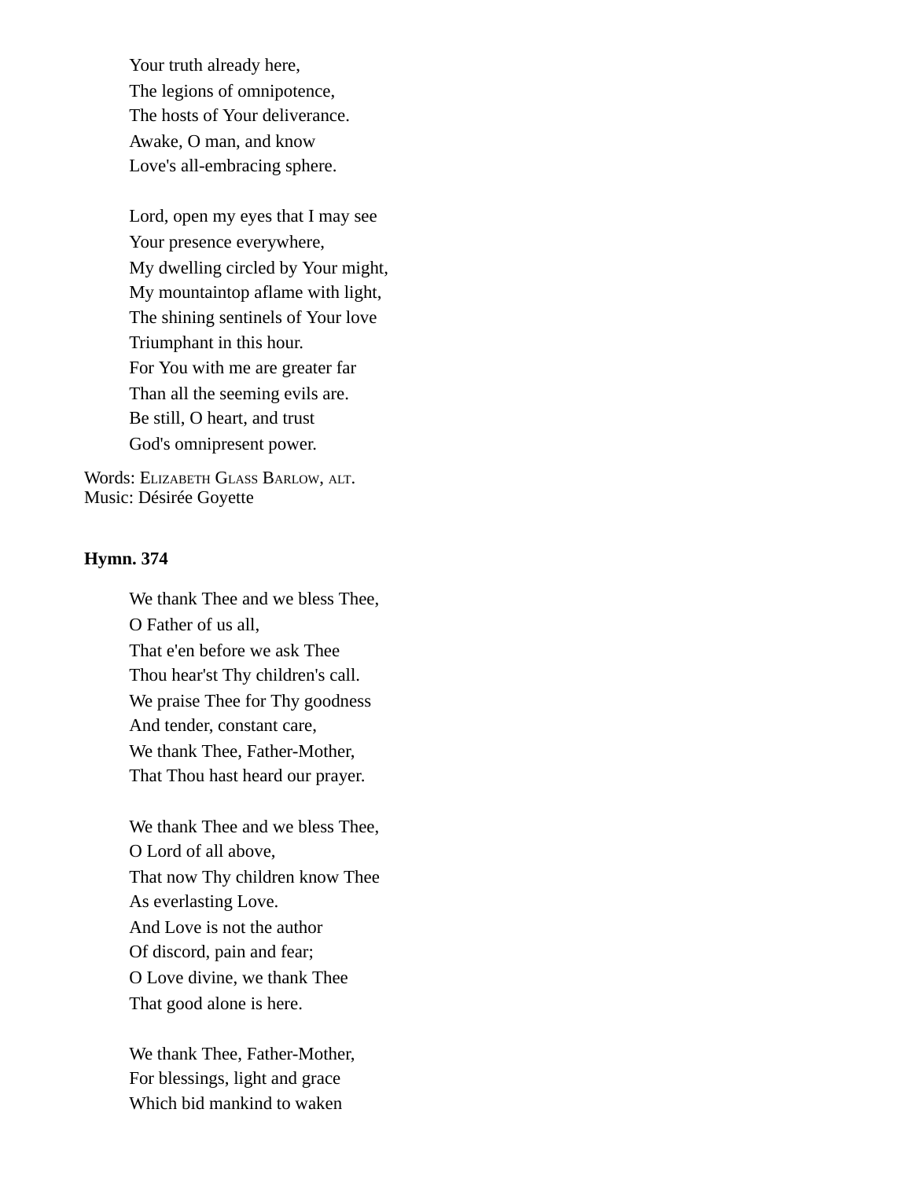Your truth already here,
The legions of omnipotence,
The hosts of Your deliverance.
Awake, O man, and know
Love's all-embracing sphere.

Lord, open my eyes that I may see
Your presence everywhere,
My dwelling circled by Your might,
My mountaintop aflame with light,
The shining sentinels of Your love
Triumphant in this hour.
For You with me are greater far
Than all the seeming evils are.
Be still, O heart, and trust
God's omnipresent power.

Words: Elizabeth Glass Barlow, alt.
Music: Désirée Goyette

**Hymn. 374**

We thank Thee and we bless Thee,
O Father of us all,
That e'en before we ask Thee
Thou hear'st Thy children's call.
We praise Thee for Thy goodness
And tender, constant care,
We thank Thee, Father-Mother,
That Thou hast heard our prayer.

We thank Thee and we bless Thee,
O Lord of all above,
That now Thy children know Thee
As everlasting Love.
And Love is not the author
Of discord, pain and fear;
O Love divine, we thank Thee
That good alone is here.

We thank Thee, Father-Mother,
For blessings, light and grace
Which bid mankind to waken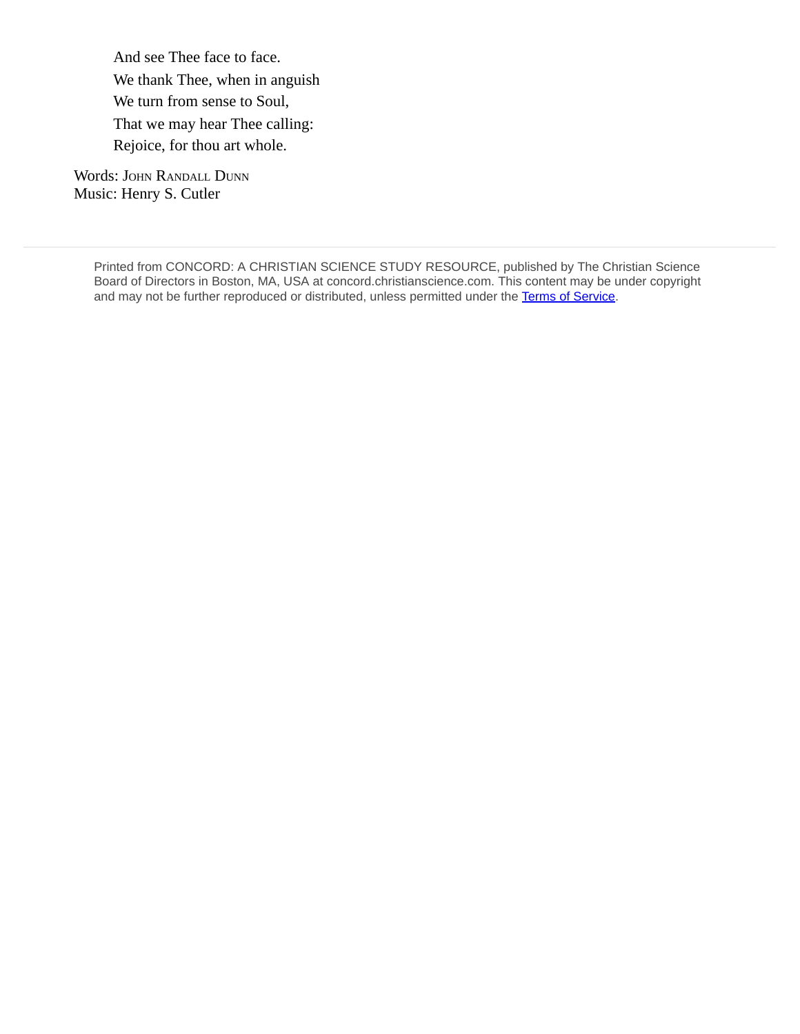And see Thee face to face.
We thank Thee, when in anguish
We turn from sense to Soul,
That we may hear Thee calling:
Rejoice, for thou art whole.

Words: John Randall Dunn
Music: Henry S. Cutler

---

Printed from CONCORD: A CHRISTIAN SCIENCE STUDY RESOURCE, published by The Christian Science Board of Directors in Boston, MA, USA at concord.christianscience.com. This content may be under copyright and may not be further reproduced or distributed, unless permitted under the Terms of Service.